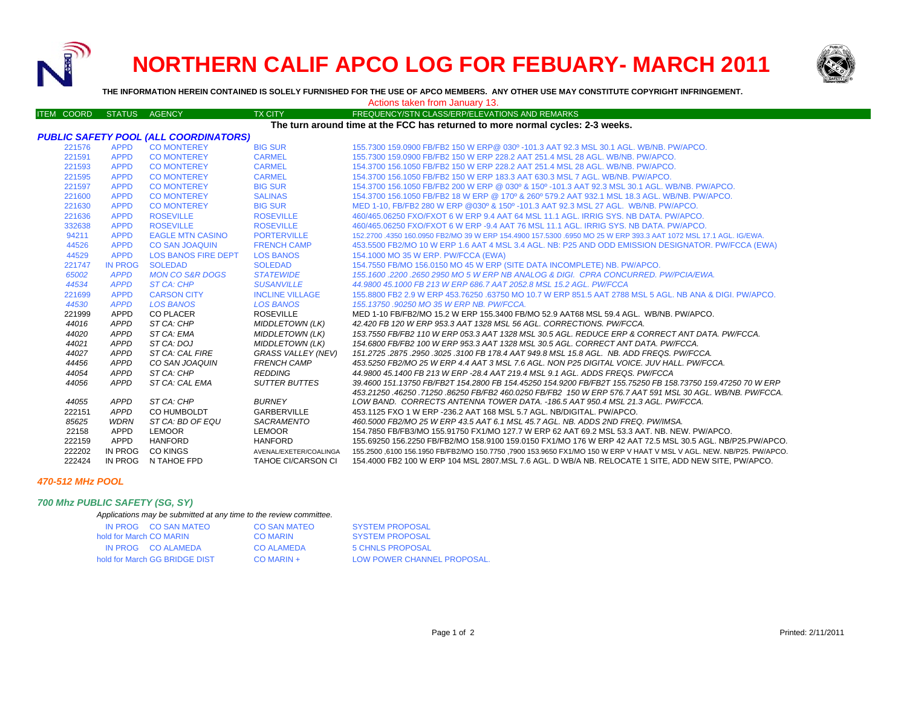# NORTHERN CALIF APCO LOG FOR FEBUARY- MARCH 2011

**THE INFORMATION HEREIN CONTAINED IS SOLELY FURNISHED FOR THE USE OF APCO MEMBERS. ANY OTHER USE MAY CONSTITUTE COPYRIGHT INFRINGEMENT.**

Actions taken from January 13.

| ITEM COORD | STATUS | AGENCY | TX CITY | FREQUENCY/STN CLASS/ERP/ELEVATIONS AND REMARKS |
|---|---|---|---|---|

**The turn around time at the FCC has returned to more normal cycles: 2-3 weeks.**

### *PUBLIC SAFETY POOL (ALL COORDINATORS)*

| ITEM COORD | STATUS | AGENCY | TX CITY | FREQUENCY/STN CLASS/ERP/ELEVATIONS AND REMARKS |
|---|---|---|---|---|
| 221576 | APPD | CO MONTEREY | BIG SUR | 155.7300 159.0900 FB/FB2 150 W ERP@ 030º -101.3 AAT 92.3 MSL 30.1 AGL. WB/NB. PW/APCO. |
| 221591 | APPD | CO MONTEREY | CARMEL | 155.7300 159.0900 FB/FB2 150 W ERP 228.2 AAT 251.4 MSL 28 AGL. WB/NB. PW/APCO. |
| 221593 | APPD | CO MONTEREY | CARMEL | 154.3700 156.1050 FB/FB2 150 W ERP 228.2 AAT 251.4 MSL 28 AGL. WB/NB. PW/APCO. |
| 221595 | APPD | CO MONTEREY | CARMEL | 154.3700 156.1050 FB/FB2 150 W ERP 183.3 AAT 630.3 MSL 7 AGL. WB/NB. PW/APCO. |
| 221597 | APPD | CO MONTEREY | BIG SUR | 154.3700 156.1050 FB/FB2 200 W ERP @ 030º & 150º -101.3 AAT 92.3 MSL 30.1 AGL. WB/NB. PW/APCO. |
| 221600 | APPD | CO MONTEREY | SALINAS | 154.3700 156.1050 FB/FB2 18 W ERP @ 170º & 260º 579.2 AAT 932.1 MSL 18.3 AGL. WB/NB. PW/APCO. |
| 221630 | APPD | CO MONTEREY | BIG SUR | MED 1-10, FB/FB2 280 W ERP @030º & 150º -101.3 AAT 92.3 MSL 27 AGL. WB/NB. PW/APCO. |
| 221636 | APPD | ROSEVILLE | ROSEVILLE | 460/465.06250 FXO/FXOT 6 W ERP 9.4 AAT 64 MSL 11.1 AGL. IRRIG SYS. NB DATA. PW/APCO. |
| 332638 | APPD | ROSEVILLE | ROSEVILLE | 460/465.06250 FXO/FXOT 6 W ERP -9.4 AAT 76 MSL 11.1 AGL. IRRIG SYS. NB DATA. PW/APCO. |
| 94211 | APPD | EAGLE MTN CASINO | PORTERVILLE | 152.2700 .4350 160.0950 FB2/MO 39 W ERP 154.4900 157.5300 .6950 MO 25 W ERP 393.3 AAT 1072 MSL 17.1 AGL. IG/EWA. |
| 44526 | APPD | CO SAN JOAQUIN | FRENCH CAMP | 453.5500 FB2/MO 10 W ERP 1.6 AAT 4 MSL 3.4 AGL. NB: P25 AND ODD EMISSION DESIGNATOR. PW/FCCA (EWA) |
| 44529 | APPD | LOS BANOS FIRE DEPT | LOS BANOS | 154.1000 MO 35 W ERP. PW/FCCA (EWA) |
| 221747 | IN PROG | SOLEDAD | SOLEDAD | 154.7550 FB/MO 156.0150 MO 45 W ERP (SITE DATA INCOMPLETE) NB. PW/APCO. |
| *65002* | *APPD* | *MON CO S&R DOGS* | *STATEWIDE* | *155.1600 .2200 .2650 2950 MO 5 W ERP NB ANALOG & DIGI. CPRA CONCURRED. PW/PCIA/EWA.* |
| *44534* | *APPD* | *ST CA: CHP* | *SUSANVILLE* | *44.9800 45.1000 FB 213 W ERP 686.7 AAT 2052.8 MSL 15.2 AGL. PW/FCCA* |
| 221699 | APPD | CARSON CITY | INCLINE VILLAGE | 155.8800 FB2 2.9 W ERP 453.76250 .63750 MO 10.7 W ERP 851.5 AAT 2788 MSL 5 AGL. NB ANA & DIGI. PW/APCO. |
| *44530* | *APPD* | *LOS BANOS* | *LOS BANOS* | *155.13750 .90250 MO 35 W ERP NB. PW/FCCA.* |
| 221999 | APPD | CO PLACER | ROSEVILLE | MED 1-10 FB/FB2/MO 15.2 W ERP 155.3400 FB/MO 52.9 AAT68 MSL 59.4 AGL. WB/NB. PW/APCO. |
| *44016* | *APPD* | *ST CA: CHP* | *MIDDLETOWN (LK)* | *42.420 FB 120 W ERP 953.3 AAT 1328 MSL 56 AGL. CORRECTIONS. PW/FCCA.* |
| *44020* | *APPD* | *ST CA: EMA* | *MIDDLETOWN (LK)* | *153.7550 FB/FB2 110 W ERP 053.3 AAT 1328 MSL 30.5 AGL. REDUCE ERP & CORRECT ANT DATA. PW/FCCA.* |
| *44021* | *APPD* | *ST CA: DOJ* | *MIDDLETOWN (LK)* | *154.6800 FB/FB2 100 W ERP 953.3 AAT 1328 MSL 30.5 AGL. CORRECT ANT DATA. PW/FCCA.* |
| *44027* | *APPD* | *ST CA: CAL FIRE* | *GRASS VALLEY (NEV)* | *151.2725 .2875 .2950 .3025 .3100 FB 178.4 AAT 949.8 MSL 15.8 AGL. NB. ADD FREQS. PW/FCCA.* |
| *44456* | *APPD* | *CO SAN JOAQUIN* | *FRENCH CAMP* | *453.5250 FB2/MO 25 W ERP 4.4 AAT 3 MSL 7.6 AGL. NON P25 DIGITAL VOICE. JUV HALL. PW/FCCA.* |
| *44054* | *APPD* | *ST CA: CHP* | *REDDING* | *44.9800 45.1400 FB 213 W ERP -28.4 AAT 219.4 MSL 9.1 AGL. ADDS FREQS. PW/FCCA* |
| *44056* | *APPD* | *ST CA: CAL EMA* | *SUTTER BUTTES* | *39.4600 151.13750 FB/FB2T 154.2800 FB 154.45250 154.9200 FB/FB2T 155.75250 FB 158.73750 159.47250 70 W ERP 453.21250 .46250 .71250 .86250 FB/FB2 460.0250 FB/FB2 150 W ERP 576.7 AAT 591 MSL 30 AGL. WB/NB. PW/FCCA.* |
| *44055* | *APPD* | *ST CA: CHP* | *BURNEY* | *LOW BAND. CORRECTS ANTENNA TOWER DATA. -186.5 AAT 950.4 MSL 21.3 AGL. PW/FCCA.* |
| 222151 | APPD | CO HUMBOLDT | GARBERVILLE | 453.1125 FXO 1 W ERP -236.2 AAT 168 MSL 5.7 AGL. NB/DIGITAL. PW/APCO. |
| *85625* | *WDRN* | *ST CA: BD OF EQU* | *SACRAMENTO* | *460.5000 FB2/MO 25 W ERP 43.5 AAT 6.1 MSL 45.7 AGL. NB. ADDS 2ND FREQ. PW/IMSA.* |
| 22158 | APPD | LEMOOR | LEMOOR | 154.7850 FB/FB3/MO 155.91750 FX1/MO 127.7 W ERP 62 AAT 69.2 MSL 53.3 AAT. NB. NEW. PW/APCO. |
| 222159 | APPD | HANFORD | HANFORD | 155.69250 156.2250 FB/FB2/MO 158.9100 159.0150 FX1/MO 176 W ERP 42 AAT 72.5 MSL 30.5 AGL. NB/P25.PW/APCO. |
| 222202 | IN PROG | CO KINGS | AVENAL/EXETER/COALINGA | 155.2500 ,6100 156.1950 FB/FB2/MO 150.7750 ,7900 153.9650 FX1/MO 150 W ERP V HAAT V MSL V AGL. NEW. NB/P25. PW/APCO. |
| 222424 | IN PROG | N TAHOE FPD | TAHOE CI/CARSON CI | 154.4000 FB2 100 W ERP 104 MSL 2807.MSL 7.6 AGL. D WB/A NB. RELOCATE 1 SITE, ADD NEW SITE, PW/APCO. |

### *470-512 MHz POOL*

### *700 Mhz PUBLIC SAFETY (SG, SY)*

*Applications may be submitted at any time to the review committee.*

| STATUS | AGENCY | TX CITY | REMARKS |
|---|---|---|---|
| IN PROG | CO SAN MATEO | CO SAN MATEO | SYSTEM PROPOSAL |
| hold for March | CO MARIN | CO MARIN | SYSTEM PROPOSAL |
| IN PROG | CO ALAMEDA | CO ALAMEDA | 5 CHNLS PROPOSAL |
| hold for March | GG BRIDGE DIST | CO MARIN + | LOW POWER CHANNEL PROPOSAL. |

Printed: 2/11/2011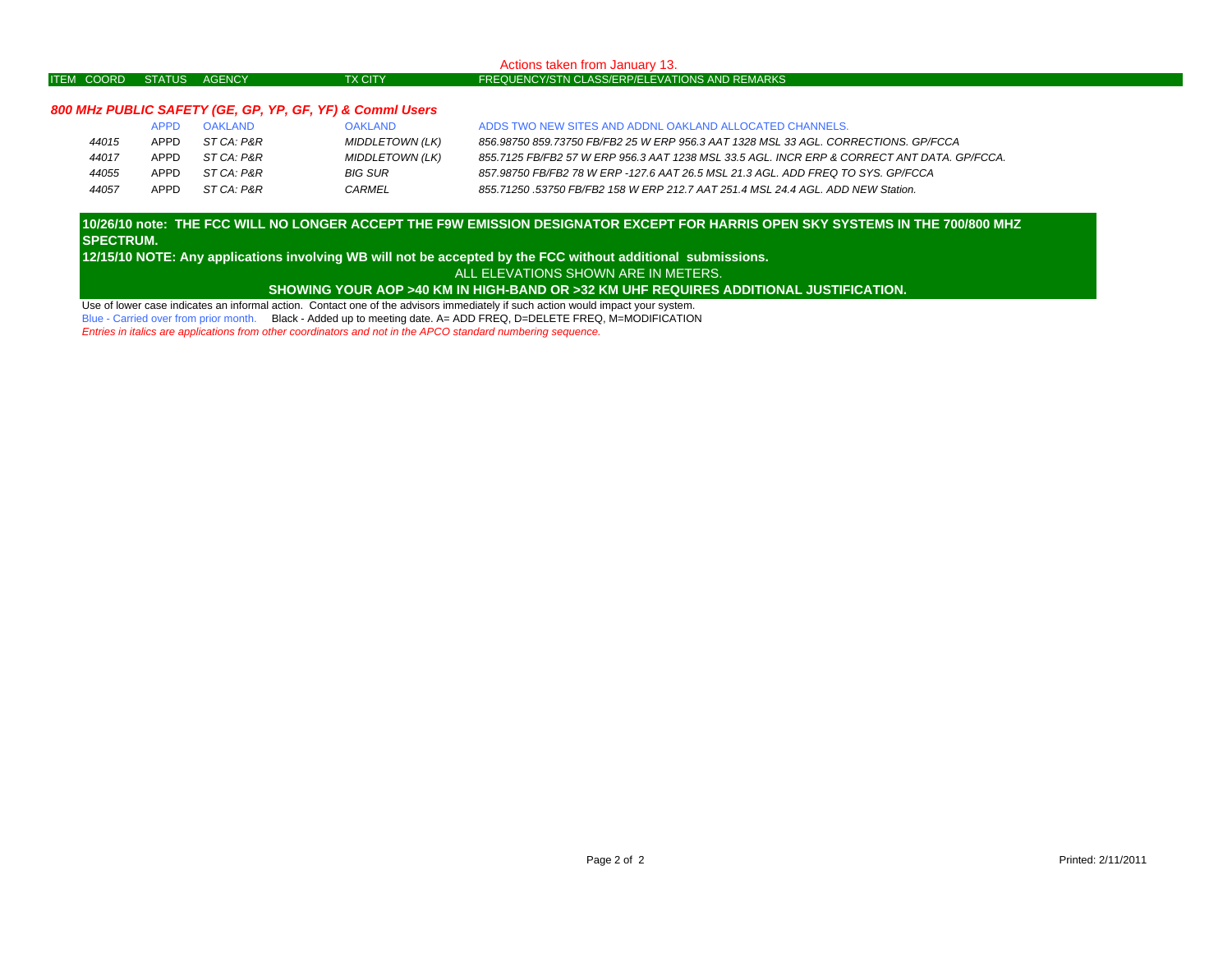Actions taken from January 13.

| ITEM | COORD | STATUS | AGENCY | TX CITY | FREQUENCY/STN CLASS/ERP/ELEVATIONS AND REMARKS |
|---|---|---|---|---|---|
| ***800 MHz PUBLIC SAFETY (GE, GP, YP, GF, YF) & Comml Users*** | | | | | |
| | | APPD | OAKLAND | OAKLAND | ADDS TWO NEW SITES AND ADDNL OAKLAND ALLOCATED CHANNELS. |
| | *44015* | APPD | *ST CA: P&R* | *MIDDLETOWN (LK)* | *856.98750 859.73750 FB/FB2 25 W ERP 956.3 AAT 1328 MSL 33 AGL. CORRECTIONS. GP/FCCA* |
| | *44017* | APPD | *ST CA: P&R* | *MIDDLETOWN (LK)* | *855.7125 FB/FB2 57 W ERP 956.3 AAT 1238 MSL 33.5 AGL. INCR ERP & CORRECT ANT DATA. GP/FCCA.* |
| | *44055* | APPD | *ST CA: P&R* | *BIG SUR* | *857.98750 FB/FB2 78 W ERP -127.6 AAT 26.5 MSL 21.3 AGL. ADD FREQ TO SYS. GP/FCCA* |
| | *44057* | APPD | *ST CA: P&R* | *CARMEL* | *855.71250 .53750 FB/FB2 158 W ERP 212.7 AAT 251.4 MSL 24.4 AGL. ADD NEW Station.* |

**10/26/10 note: THE FCC WILL NO LONGER ACCEPT THE F9W EMISSION DESIGNATOR EXCEPT FOR HARRIS OPEN SKY SYSTEMS IN THE 700/800 MHZ SPECTRUM.**

**12/15/10 NOTE: Any applications involving WB will not be accepted by the FCC without additional submissions.**

ALL ELEVATIONS SHOWN ARE IN METERS.

**SHOWING YOUR AOP >40 KM IN HIGH-BAND OR >32 KM UHF REQUIRES ADDITIONAL JUSTIFICATION.**

Use of lower case indicates an informal action. Contact one of the advisors immediately if such action would impact your system.

Blue - Carried over from prior month. Black - Added up to meeting date. A= ADD FREQ, D=DELETE FREQ, M=MODIFICATION

*Entries in italics are applications from other coordinators and not in the APCO standard numbering sequence.*

Printed: 2/11/2011